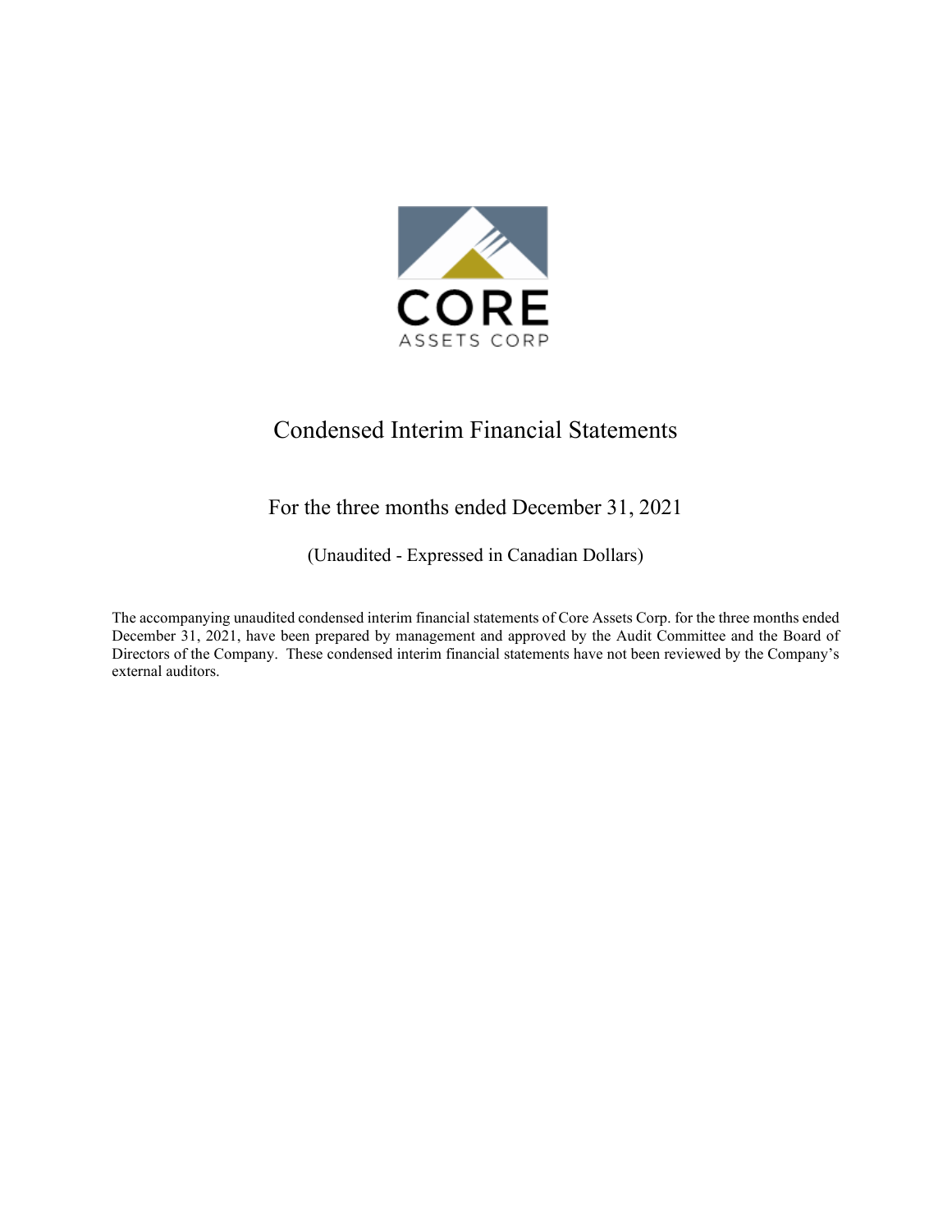CORE

ASSETS CORP

# Condensed Interim Financial Statements

## For the three months ended December 31, 2021

(Unaudited - Expressed in Canadian Dollars)

The accompanying unaudited condensed interim financial statements of Core Assets Corp. for the three months ended December 31, 2021, have been prepared by management and approved by the Audit Committee and the Board of Directors of the Company. These condensed interim financial statements have not been reviewed by the Company's external auditors.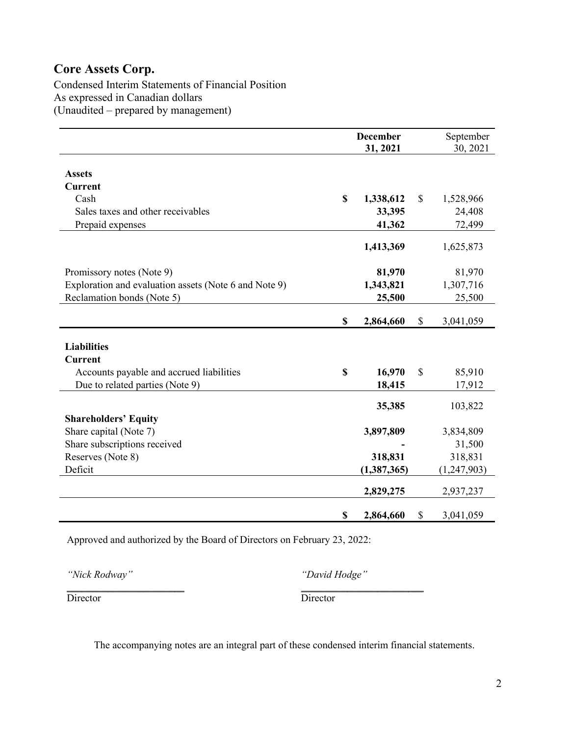# Core Assets Corp.

Condensed Interim Statements of Financial Position
As expressed in Canadian dollars
(Unaudited – prepared by management)

| | December 31, 2021 | September 30, 2021 |
|---|---|---|
| **Assets** | | |
| **Current** | | |
| Cash | **$ 1,338,612** | $ 1,528,966 |
| Sales taxes and other receivables | **33,395** | 24,408 |
| Prepaid expenses | **41,362** | 72,499 |
| | **1,413,369** | 1,625,873 |
| Promissory notes (Note 9) | **81,970** | 81,970 |
| Exploration and evaluation assets (Note 6 and Note 9) | **1,343,821** | 1,307,716 |
| Reclamation bonds (Note 5) | **25,500** | 25,500 |
| | **$ 2,864,660** | $ 3,041,059 |
| **Liabilities** | | |
| **Current** | | |
| Accounts payable and accrued liabilities | **$ 16,970** | $ 85,910 |
| Due to related parties (Note 9) | **18,415** | 17,912 |
| | **35,385** | 103,822 |
| **Shareholders' Equity** | | |
| Share capital (Note 7) | **3,897,809** | 3,834,809 |
| Share subscriptions received | **-** | 31,500 |
| Reserves (Note 8) | **318,831** | 318,831 |
| Deficit | **(1,387,365)** | (1,247,903) |
| | **2,829,275** | 2,937,237 |
| | **$ 2,864,660** | $ 3,041,059 |

Approved and authorized by the Board of Directors on February 23, 2022:

*"Nick Rodway"* — Director

*"David Hodge"* — Director

The accompanying notes are an integral part of these condensed interim financial statements.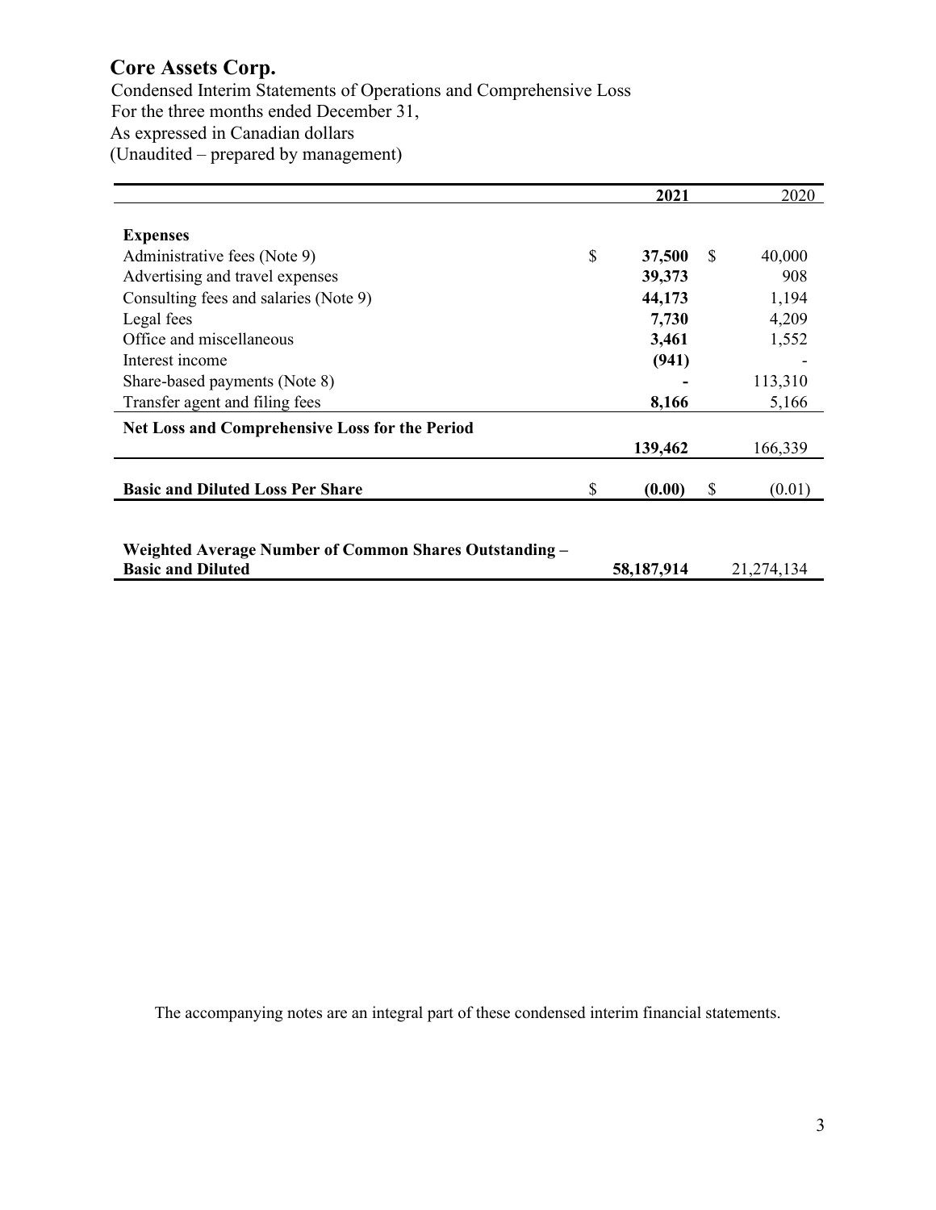# Core Assets Corp.

Condensed Interim Statements of Operations and Comprehensive Loss
For the three months ended December 31,
As expressed in Canadian dollars
(Unaudited – prepared by management)

| | **2021** | 2020 |
|---|---|---|
| **Expenses** | | |
| Administrative fees (Note 9) | $ **37,500** | $ 40,000 |
| Advertising and travel expenses | **39,373** | 908 |
| Consulting fees and salaries (Note 9) | **44,173** | 1,194 |
| Legal fees | **7,730** | 4,209 |
| Office and miscellaneous | **3,461** | 1,552 |
| Interest income | **(941)** | - |
| Share-based payments (Note 8) | **-** | 113,310 |
| Transfer agent and filing fees | **8,166** | 5,166 |
| **Net Loss and Comprehensive Loss for the Period** | **139,462** | 166,339 |
| **Basic and Diluted Loss Per Share** | $ **(0.00)** | $ (0.01) |
| **Weighted Average Number of Common Shares Outstanding – Basic and Diluted** | **58,187,914** | 21,274,134 |

The accompanying notes are an integral part of these condensed interim financial statements.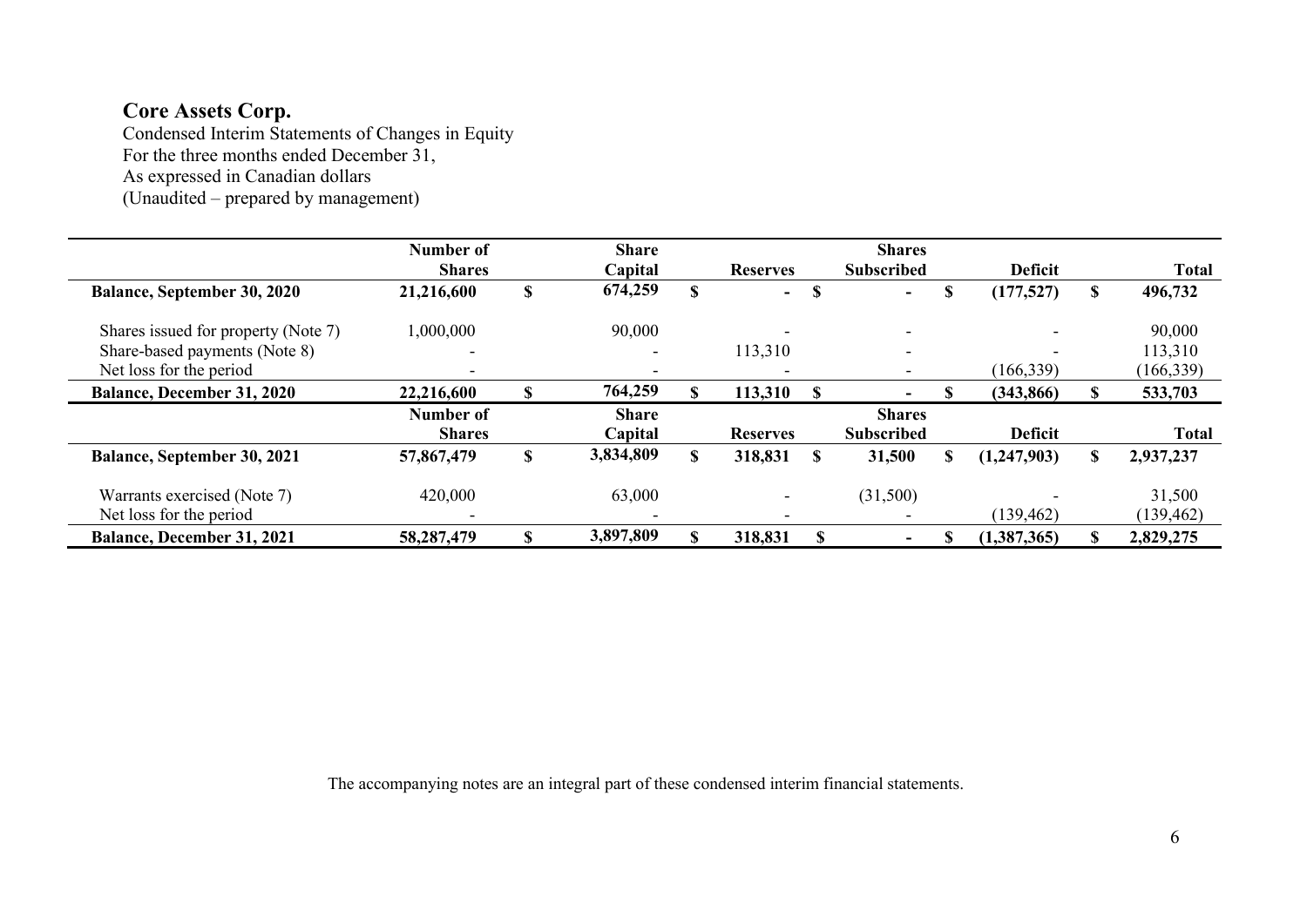**Core Assets Corp.**

Condensed Interim Statements of Changes in Equity
For the three months ended December 31,
As expressed in Canadian dollars
(Unaudited – prepared by management)

| | Number of Shares | Share Capital | Reserves | Shares Subscribed | Deficit | Total |
|---|---|---|---|---|---|---|
| **Balance, September 30, 2020** | **21,216,600** | **$ 674,259** | **$ -** | **$ -** | **$ (177,527)** | **$ 496,732** |
| Shares issued for property (Note 7) | 1,000,000 | 90,000 | - | - | - | 90,000 |
| Share-based payments (Note 8) | - | - | 113,310 | - | - | 113,310 |
| Net loss for the period | - | - | - | - | (166,339) | (166,339) |
| **Balance, December 31, 2020** | **22,216,600** | **$ 764,259** | **$ 113,310** | **$ -** | **$ (343,866)** | **$ 533,703** |
| | **Number of Shares** | **Share Capital** | **Reserves** | **Shares Subscribed** | **Deficit** | **Total** |
| **Balance, September 30, 2021** | **57,867,479** | **$ 3,834,809** | **$ 318,831** | **$ 31,500** | **$ (1,247,903)** | **$ 2,937,237** |
| Warrants exercised (Note 7) | 420,000 | 63,000 | - | (31,500) | - | 31,500 |
| Net loss for the period | - | - | - | - | (139,462) | (139,462) |
| **Balance, December 31, 2021** | **58,287,479** | **$ 3,897,809** | **$ 318,831** | **$ -** | **$ (1,387,365)** | **$ 2,829,275** |

The accompanying notes are an integral part of these condensed interim financial statements.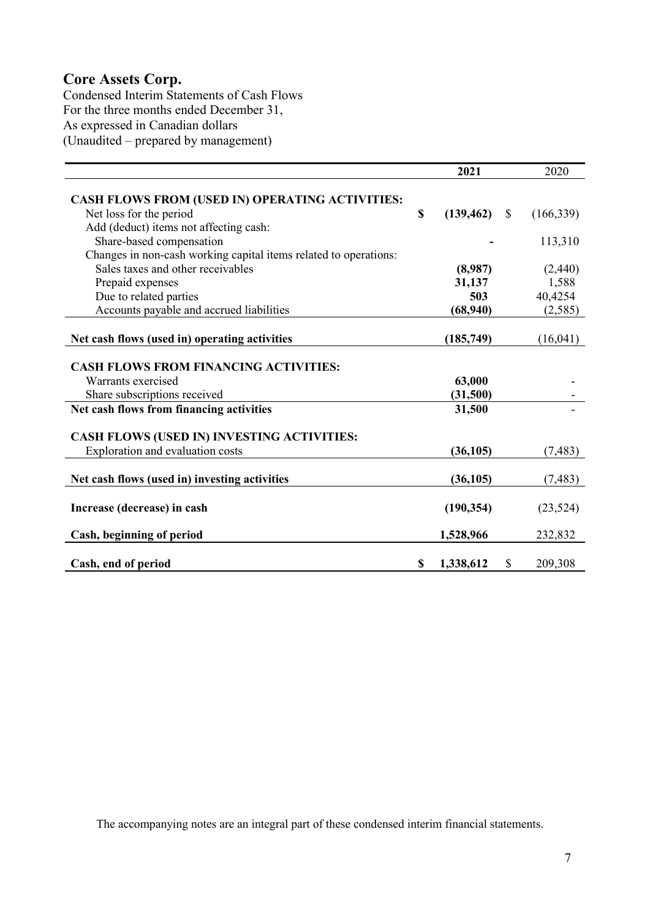# Core Assets Corp.

Condensed Interim Statements of Cash Flows
For the three months ended December 31,
As expressed in Canadian dollars
(Unaudited – prepared by management)

| | **2021** | 2020 |
|---|---|---|
| **CASH FLOWS FROM (USED IN) OPERATING ACTIVITIES:** | | |
| Net loss for the period | **$ (139,462)** | $ (166,339) |
| Add (deduct) items not affecting cash: | | |
| Share-based compensation | **-** | 113,310 |
| Changes in non-cash working capital items related to operations: | | |
| Sales taxes and other receivables | **(8,987)** | (2,440) |
| Prepaid expenses | **31,137** | 1,588 |
| Due to related parties | **503** | 40,4254 |
| Accounts payable and accrued liabilities | **(68,940)** | (2,585) |
| **Net cash flows (used in) operating activities** | **(185,749)** | (16,041) |
| **CASH FLOWS FROM FINANCING ACTIVITIES:** | | |
| Warrants exercised | **63,000** | - |
| Share subscriptions received | **(31,500)** | - |
| **Net cash flows from financing activities** | **31,500** | - |
| **CASH FLOWS (USED IN) INVESTING ACTIVITIES:** | | |
| Exploration and evaluation costs | **(36,105)** | (7,483) |
| **Net cash flows (used in) investing activities** | **(36,105)** | (7,483) |
| **Increase (decrease) in cash** | **(190,354)** | (23,524) |
| **Cash, beginning of period** | **1,528,966** | 232,832 |
| **Cash, end of period** | **$ 1,338,612** | $ 209,308 |

The accompanying notes are an integral part of these condensed interim financial statements.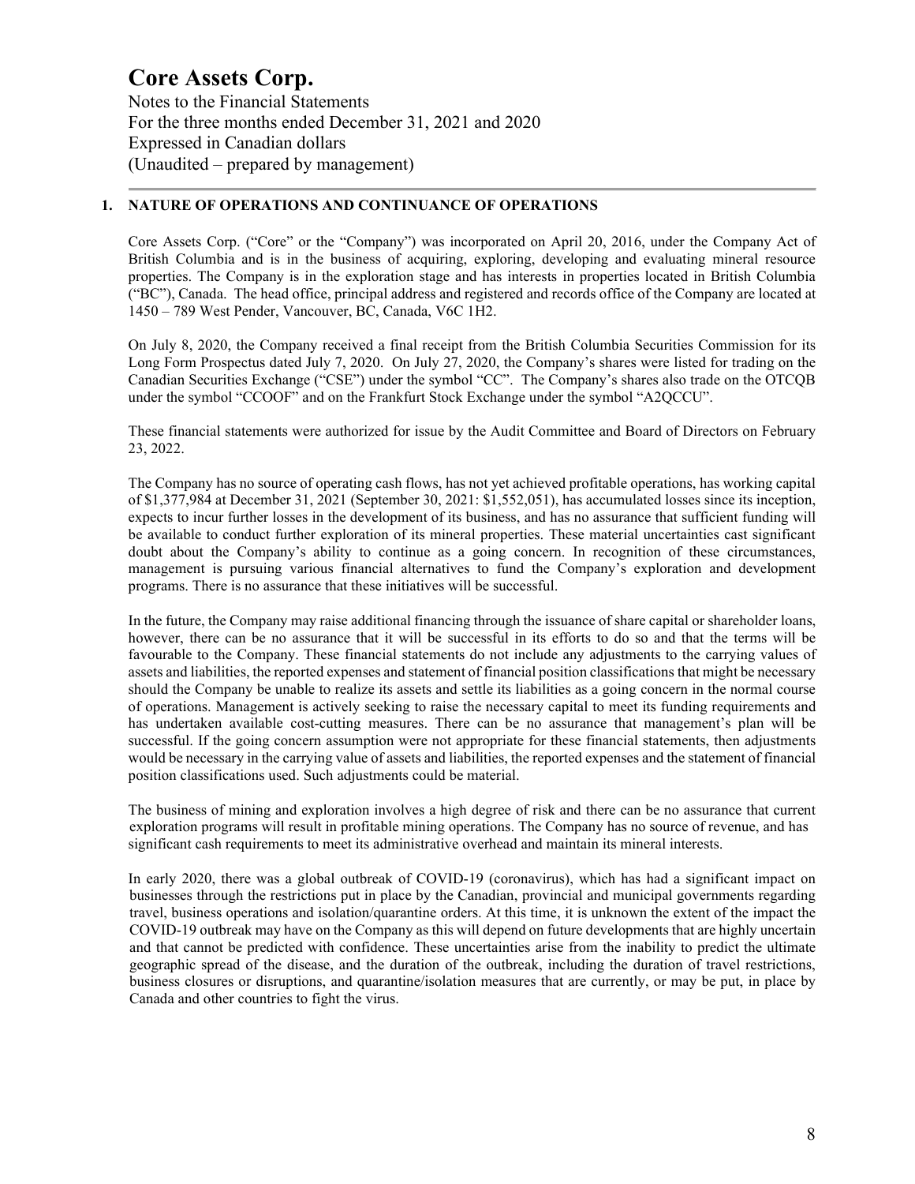# Core Assets Corp.

Notes to the Financial Statements
For the three months ended December 31, 2021 and 2020
Expressed in Canadian dollars
(Unaudited – prepared by management)

## 1. NATURE OF OPERATIONS AND CONTINUANCE OF OPERATIONS

Core Assets Corp. ("Core" or the "Company") was incorporated on April 20, 2016, under the Company Act of British Columbia and is in the business of acquiring, exploring, developing and evaluating mineral resource properties. The Company is in the exploration stage and has interests in properties located in British Columbia ("BC"), Canada. The head office, principal address and registered and records office of the Company are located at 1450 – 789 West Pender, Vancouver, BC, Canada, V6C 1H2.

On July 8, 2020, the Company received a final receipt from the British Columbia Securities Commission for its Long Form Prospectus dated July 7, 2020. On July 27, 2020, the Company's shares were listed for trading on the Canadian Securities Exchange ("CSE") under the symbol "CC". The Company's shares also trade on the OTCQB under the symbol "CCOOF" and on the Frankfurt Stock Exchange under the symbol "A2QCCU".

These financial statements were authorized for issue by the Audit Committee and Board of Directors on February 23, 2022.

The Company has no source of operating cash flows, has not yet achieved profitable operations, has working capital of $1,377,984 at December 31, 2021 (September 30, 2021: $1,552,051), has accumulated losses since its inception, expects to incur further losses in the development of its business, and has no assurance that sufficient funding will be available to conduct further exploration of its mineral properties. These material uncertainties cast significant doubt about the Company's ability to continue as a going concern. In recognition of these circumstances, management is pursuing various financial alternatives to fund the Company's exploration and development programs. There is no assurance that these initiatives will be successful.

In the future, the Company may raise additional financing through the issuance of share capital or shareholder loans, however, there can be no assurance that it will be successful in its efforts to do so and that the terms will be favourable to the Company. These financial statements do not include any adjustments to the carrying values of assets and liabilities, the reported expenses and statement of financial position classifications that might be necessary should the Company be unable to realize its assets and settle its liabilities as a going concern in the normal course of operations. Management is actively seeking to raise the necessary capital to meet its funding requirements and has undertaken available cost-cutting measures. There can be no assurance that management's plan will be successful. If the going concern assumption were not appropriate for these financial statements, then adjustments would be necessary in the carrying value of assets and liabilities, the reported expenses and the statement of financial position classifications used. Such adjustments could be material.

The business of mining and exploration involves a high degree of risk and there can be no assurance that current exploration programs will result in profitable mining operations. The Company has no source of revenue, and has significant cash requirements to meet its administrative overhead and maintain its mineral interests.

In early 2020, there was a global outbreak of COVID-19 (coronavirus), which has had a significant impact on businesses through the restrictions put in place by the Canadian, provincial and municipal governments regarding travel, business operations and isolation/quarantine orders. At this time, it is unknown the extent of the impact the COVID-19 outbreak may have on the Company as this will depend on future developments that are highly uncertain and that cannot be predicted with confidence. These uncertainties arise from the inability to predict the ultimate geographic spread of the disease, and the duration of the outbreak, including the duration of travel restrictions, business closures or disruptions, and quarantine/isolation measures that are currently, or may be put, in place by Canada and other countries to fight the virus.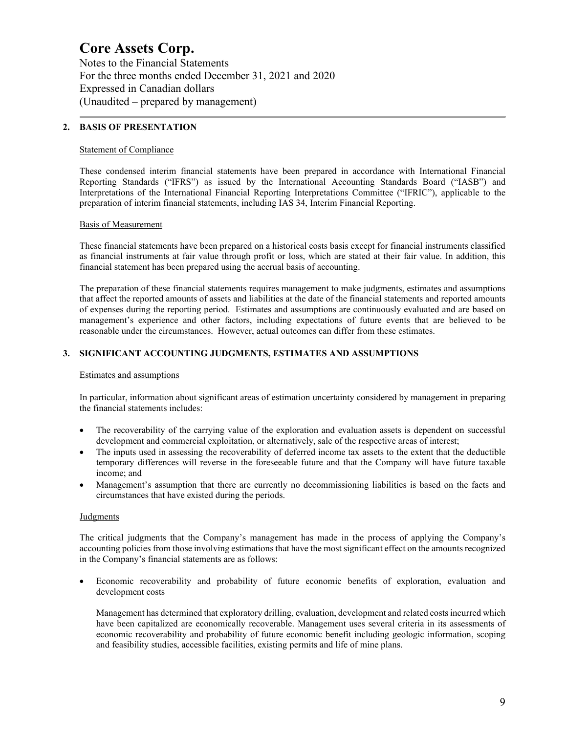## 2. BASIS OF PRESENTATION

### Statement of Compliance

These condensed interim financial statements have been prepared in accordance with International Financial Reporting Standards ("IFRS") as issued by the International Accounting Standards Board ("IASB") and Interpretations of the International Financial Reporting Interpretations Committee ("IFRIC"), applicable to the preparation of interim financial statements, including IAS 34, Interim Financial Reporting.

### Basis of Measurement

These financial statements have been prepared on a historical costs basis except for financial instruments classified as financial instruments at fair value through profit or loss, which are stated at their fair value. In addition, this financial statement has been prepared using the accrual basis of accounting.

The preparation of these financial statements requires management to make judgments, estimates and assumptions that affect the reported amounts of assets and liabilities at the date of the financial statements and reported amounts of expenses during the reporting period. Estimates and assumptions are continuously evaluated and are based on management's experience and other factors, including expectations of future events that are believed to be reasonable under the circumstances. However, actual outcomes can differ from these estimates.

## 3. SIGNIFICANT ACCOUNTING JUDGMENTS, ESTIMATES AND ASSUMPTIONS

### Estimates and assumptions

In particular, information about significant areas of estimation uncertainty considered by management in preparing the financial statements includes:

- The recoverability of the carrying value of the exploration and evaluation assets is dependent on successful development and commercial exploitation, or alternatively, sale of the respective areas of interest;
- The inputs used in assessing the recoverability of deferred income tax assets to the extent that the deductible temporary differences will reverse in the foreseeable future and that the Company will have future taxable income; and
- Management's assumption that there are currently no decommissioning liabilities is based on the facts and circumstances that have existed during the periods.

### Judgments

The critical judgments that the Company's management has made in the process of applying the Company's accounting policies from those involving estimations that have the most significant effect on the amounts recognized in the Company's financial statements are as follows:

- Economic recoverability and probability of future economic benefits of exploration, evaluation and development costs

  Management has determined that exploratory drilling, evaluation, development and related costs incurred which have been capitalized are economically recoverable. Management uses several criteria in its assessments of economic recoverability and probability of future economic benefit including geologic information, scoping and feasibility studies, accessible facilities, existing permits and life of mine plans.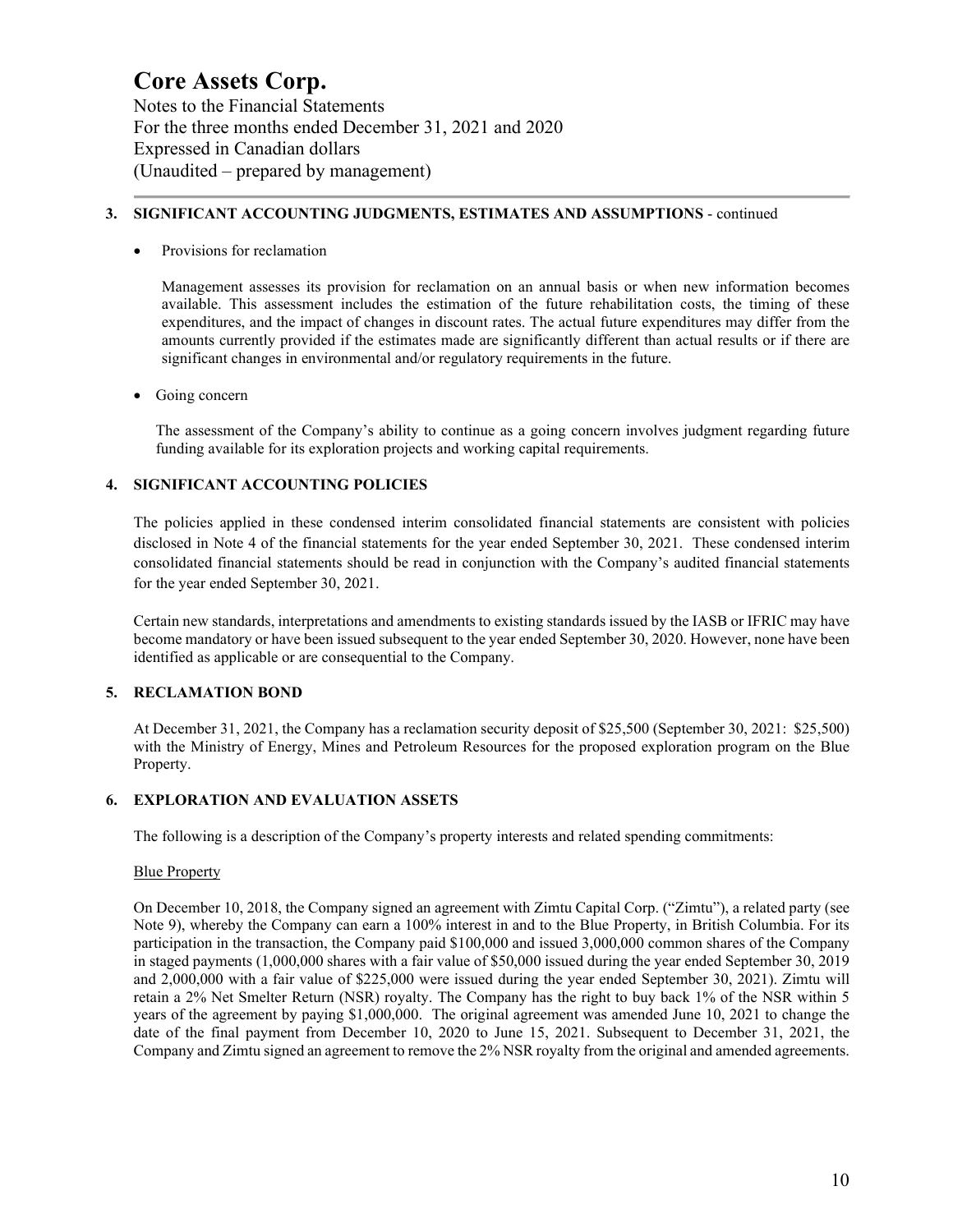### 3. SIGNIFICANT ACCOUNTING JUDGMENTS, ESTIMATES AND ASSUMPTIONS - continued

- Provisions for reclamation

  Management assesses its provision for reclamation on an annual basis or when new information becomes available. This assessment includes the estimation of the future rehabilitation costs, the timing of these expenditures, and the impact of changes in discount rates. The actual future expenditures may differ from the amounts currently provided if the estimates made are significantly different than actual results or if there are significant changes in environmental and/or regulatory requirements in the future.

- Going concern

  The assessment of the Company's ability to continue as a going concern involves judgment regarding future funding available for its exploration projects and working capital requirements.

### 4. SIGNIFICANT ACCOUNTING POLICIES

The policies applied in these condensed interim consolidated financial statements are consistent with policies disclosed in Note 4 of the financial statements for the year ended September 30, 2021. These condensed interim consolidated financial statements should be read in conjunction with the Company's audited financial statements for the year ended September 30, 2021.

Certain new standards, interpretations and amendments to existing standards issued by the IASB or IFRIC may have become mandatory or have been issued subsequent to the year ended September 30, 2020. However, none have been identified as applicable or are consequential to the Company.

### 5. RECLAMATION BOND

At December 31, 2021, the Company has a reclamation security deposit of $25,500 (September 30, 2021: $25,500) with the Ministry of Energy, Mines and Petroleum Resources for the proposed exploration program on the Blue Property.

### 6. EXPLORATION AND EVALUATION ASSETS

The following is a description of the Company's property interests and related spending commitments:

Blue Property

On December 10, 2018, the Company signed an agreement with Zimtu Capital Corp. ("Zimtu"), a related party (see Note 9), whereby the Company can earn a 100% interest in and to the Blue Property, in British Columbia. For its participation in the transaction, the Company paid $100,000 and issued 3,000,000 common shares of the Company in staged payments (1,000,000 shares with a fair value of $50,000 issued during the year ended September 30, 2019 and 2,000,000 with a fair value of $225,000 were issued during the year ended September 30, 2021). Zimtu will retain a 2% Net Smelter Return (NSR) royalty. The Company has the right to buy back 1% of the NSR within 5 years of the agreement by paying $1,000,000. The original agreement was amended June 10, 2021 to change the date of the final payment from December 10, 2020 to June 15, 2021. Subsequent to December 31, 2021, the Company and Zimtu signed an agreement to remove the 2% NSR royalty from the original and amended agreements.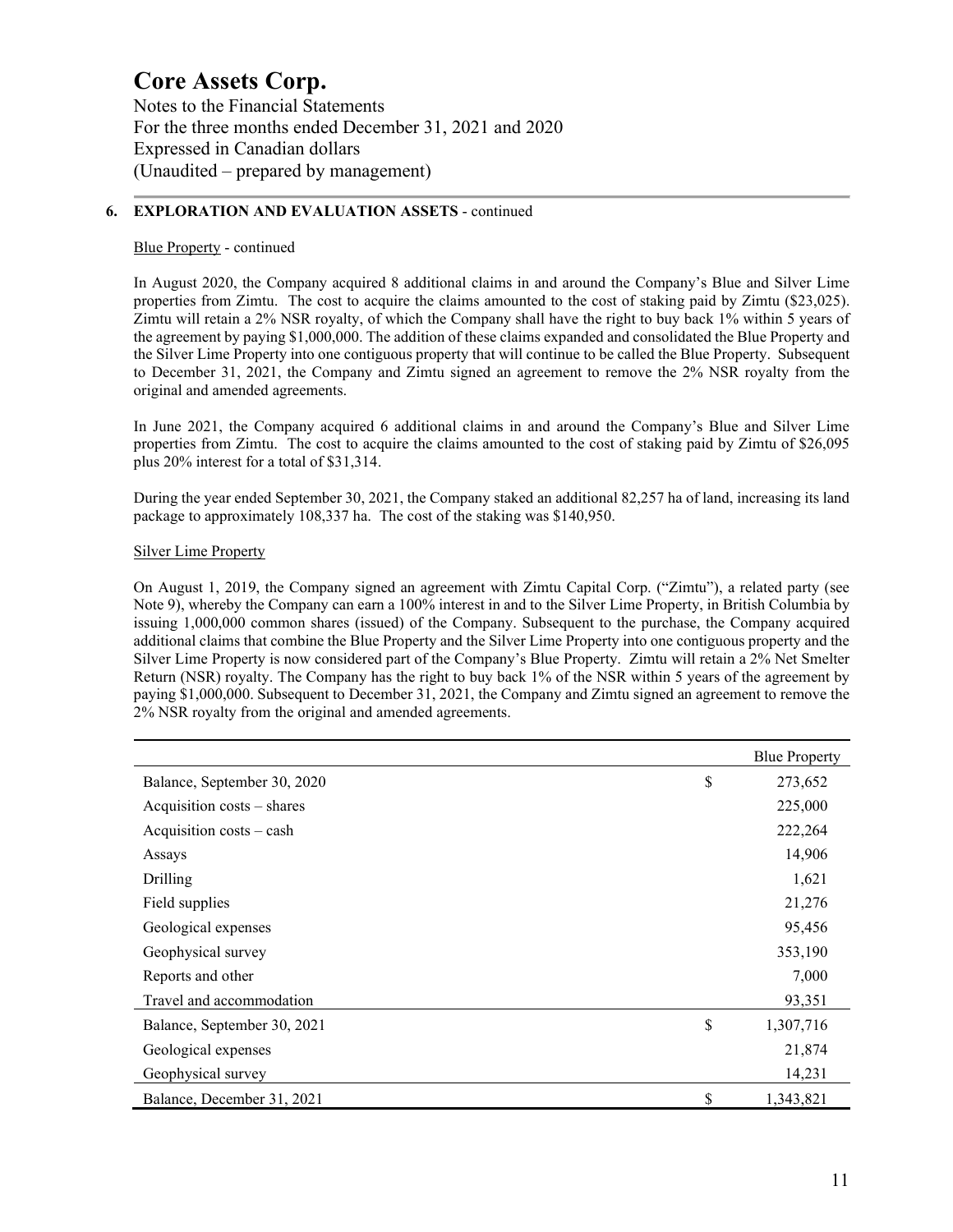# Core Assets Corp.

Notes to the Financial Statements
For the three months ended December 31, 2021 and 2020
Expressed in Canadian dollars
(Unaudited – prepared by management)

## 6. EXPLORATION AND EVALUATION ASSETS - continued

Blue Property - continued

In August 2020, the Company acquired 8 additional claims in and around the Company's Blue and Silver Lime properties from Zimtu. The cost to acquire the claims amounted to the cost of staking paid by Zimtu ($23,025). Zimtu will retain a 2% NSR royalty, of which the Company shall have the right to buy back 1% within 5 years of the agreement by paying $1,000,000. The addition of these claims expanded and consolidated the Blue Property and the Silver Lime Property into one contiguous property that will continue to be called the Blue Property. Subsequent to December 31, 2021, the Company and Zimtu signed an agreement to remove the 2% NSR royalty from the original and amended agreements.

In June 2021, the Company acquired 6 additional claims in and around the Company's Blue and Silver Lime properties from Zimtu. The cost to acquire the claims amounted to the cost of staking paid by Zimtu of $26,095 plus 20% interest for a total of $31,314.

During the year ended September 30, 2021, the Company staked an additional 82,257 ha of land, increasing its land package to approximately 108,337 ha. The cost of the staking was $140,950.

Silver Lime Property

On August 1, 2019, the Company signed an agreement with Zimtu Capital Corp. ("Zimtu"), a related party (see Note 9), whereby the Company can earn a 100% interest in and to the Silver Lime Property, in British Columbia by issuing 1,000,000 common shares (issued) of the Company. Subsequent to the purchase, the Company acquired additional claims that combine the Blue Property and the Silver Lime Property into one contiguous property and the Silver Lime Property is now considered part of the Company's Blue Property. Zimtu will retain a 2% Net Smelter Return (NSR) royalty. The Company has the right to buy back 1% of the NSR within 5 years of the agreement by paying $1,000,000. Subsequent to December 31, 2021, the Company and Zimtu signed an agreement to remove the 2% NSR royalty from the original and amended agreements.

| | | Blue Property |
|---|---|---|
| Balance, September 30, 2020 | $ | 273,652 |
| Acquisition costs – shares | | 225,000 |
| Acquisition costs – cash | | 222,264 |
| Assays | | 14,906 |
| Drilling | | 1,621 |
| Field supplies | | 21,276 |
| Geological expenses | | 95,456 |
| Geophysical survey | | 353,190 |
| Reports and other | | 7,000 |
| Travel and accommodation | | 93,351 |
| Balance, September 30, 2021 | $ | 1,307,716 |
| Geological expenses | | 21,874 |
| Geophysical survey | | 14,231 |
| Balance, December 31, 2021 | $ | 1,343,821 |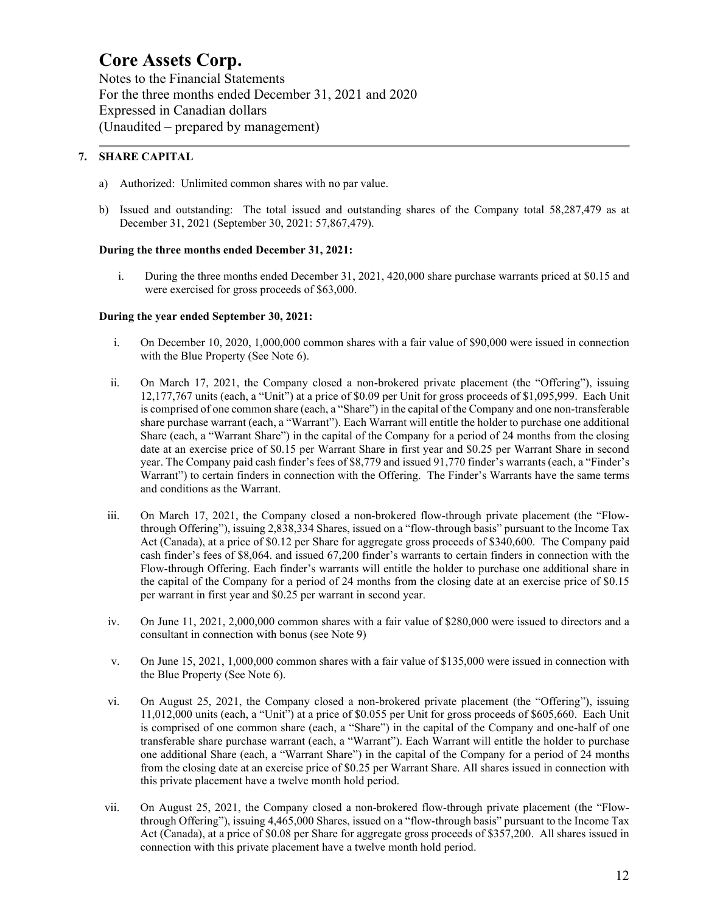# Core Assets Corp.

Notes to the Financial Statements
For the three months ended December 31, 2021 and 2020
Expressed in Canadian dollars
(Unaudited – prepared by management)

## 7. SHARE CAPITAL

a) Authorized: Unlimited common shares with no par value.

b) Issued and outstanding: The total issued and outstanding shares of the Company total 58,287,479 as at December 31, 2021 (September 30, 2021: 57,867,479).

**During the three months ended December 31, 2021:**

i. During the three months ended December 31, 2021, 420,000 share purchase warrants priced at $0.15 and were exercised for gross proceeds of $63,000.

**During the year ended September 30, 2021:**

i. On December 10, 2020, 1,000,000 common shares with a fair value of $90,000 were issued in connection with the Blue Property (See Note 6).

ii. On March 17, 2021, the Company closed a non-brokered private placement (the "Offering"), issuing 12,177,767 units (each, a "Unit") at a price of $0.09 per Unit for gross proceeds of $1,095,999. Each Unit is comprised of one common share (each, a "Share") in the capital of the Company and one non-transferable share purchase warrant (each, a "Warrant"). Each Warrant will entitle the holder to purchase one additional Share (each, a "Warrant Share") in the capital of the Company for a period of 24 months from the closing date at an exercise price of $0.15 per Warrant Share in first year and $0.25 per Warrant Share in second year. The Company paid cash finder's fees of $8,779 and issued 91,770 finder's warrants (each, a "Finder's Warrant") to certain finders in connection with the Offering. The Finder's Warrants have the same terms and conditions as the Warrant.

iii. On March 17, 2021, the Company closed a non-brokered flow-through private placement (the "Flow-through Offering"), issuing 2,838,334 Shares, issued on a "flow-through basis" pursuant to the Income Tax Act (Canada), at a price of $0.12 per Share for aggregate gross proceeds of $340,600. The Company paid cash finder's fees of $8,064. and issued 67,200 finder's warrants to certain finders in connection with the Flow-through Offering. Each finder's warrants will entitle the holder to purchase one additional share in the capital of the Company for a period of 24 months from the closing date at an exercise price of $0.15 per warrant in first year and $0.25 per warrant in second year.

iv. On June 11, 2021, 2,000,000 common shares with a fair value of $280,000 were issued to directors and a consultant in connection with bonus (see Note 9)

v. On June 15, 2021, 1,000,000 common shares with a fair value of $135,000 were issued in connection with the Blue Property (See Note 6).

vi. On August 25, 2021, the Company closed a non-brokered private placement (the "Offering"), issuing 11,012,000 units (each, a "Unit") at a price of $0.055 per Unit for gross proceeds of $605,660. Each Unit is comprised of one common share (each, a "Share") in the capital of the Company and one-half of one transferable share purchase warrant (each, a "Warrant"). Each Warrant will entitle the holder to purchase one additional Share (each, a "Warrant Share") in the capital of the Company for a period of 24 months from the closing date at an exercise price of $0.25 per Warrant Share. All shares issued in connection with this private placement have a twelve month hold period.

vii. On August 25, 2021, the Company closed a non-brokered flow-through private placement (the "Flow-through Offering"), issuing 4,465,000 Shares, issued on a "flow-through basis" pursuant to the Income Tax Act (Canada), at a price of $0.08 per Share for aggregate gross proceeds of $357,200. All shares issued in connection with this private placement have a twelve month hold period.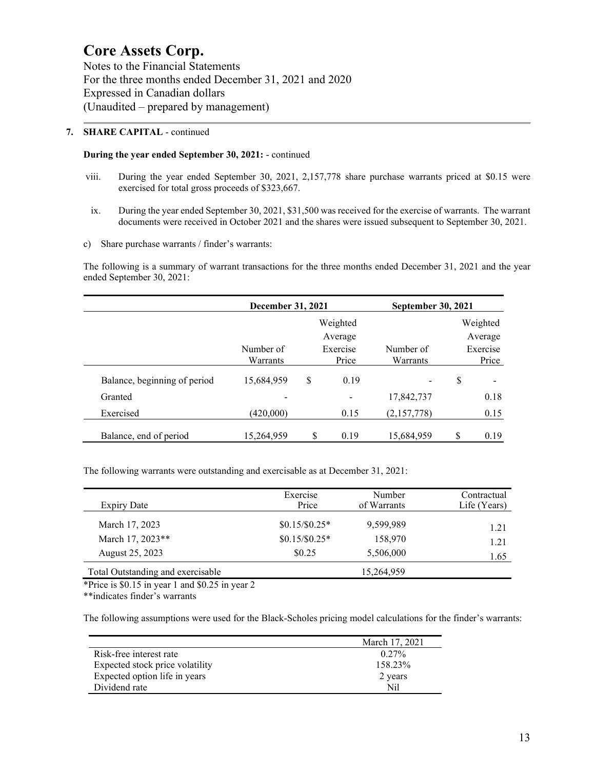# Core Assets Corp.

Notes to the Financial Statements
For the three months ended December 31, 2021 and 2020
Expressed in Canadian dollars
(Unaudited – prepared by management)

**7. SHARE CAPITAL** - continued

**During the year ended September 30, 2021:** - continued

viii. During the year ended September 30, 2021, 2,157,778 share purchase warrants priced at $0.15 were exercised for total gross proceeds of $323,667.

ix. During the year ended September 30, 2021, $31,500 was received for the exercise of warrants. The warrant documents were received in October 2021 and the shares were issued subsequent to September 30, 2021.

c) Share purchase warrants / finder's warrants:

The following is a summary of warrant transactions for the three months ended December 31, 2021 and the year ended September 30, 2021:

| | December 31, 2021 | | September 30, 2021 | |
|---|---|---|---|---|
| | Number of Warrants | Weighted Average Exercise Price | Number of Warrants | Weighted Average Exercise Price |
| Balance, beginning of period | 15,684,959 | $ 0.19 | - | $ - |
| Granted | - | - | 17,842,737 | 0.18 |
| Exercised | (420,000) | 0.15 | (2,157,778) | 0.15 |
| Balance, end of period | 15,264,959 | $ 0.19 | 15,684,959 | $ 0.19 |

The following warrants were outstanding and exercisable as at December 31, 2021:

| Expiry Date | Exercise Price | Number of Warrants | Contractual Life (Years) |
|---|---|---|---|
| March 17, 2023 | $0.15/$0.25* | 9,599,989 | 1.21 |
| March 17, 2023** | $0.15/$0.25* | 158,970 | 1.21 |
| August 25, 2023 | $0.25 | 5,506,000 | 1.65 |
| Total Outstanding and exercisable | | 15,264,959 | |

*Price is $0.15 in year 1 and $0.25 in year 2

**indicates finder's warrants

The following assumptions were used for the Black-Scholes pricing model calculations for the finder's warrants:

| | March 17, 2021 |
|---|---|
| Risk-free interest rate | 0.27% |
| Expected stock price volatility | 158.23% |
| Expected option life in years | 2 years |
| Dividend rate | Nil |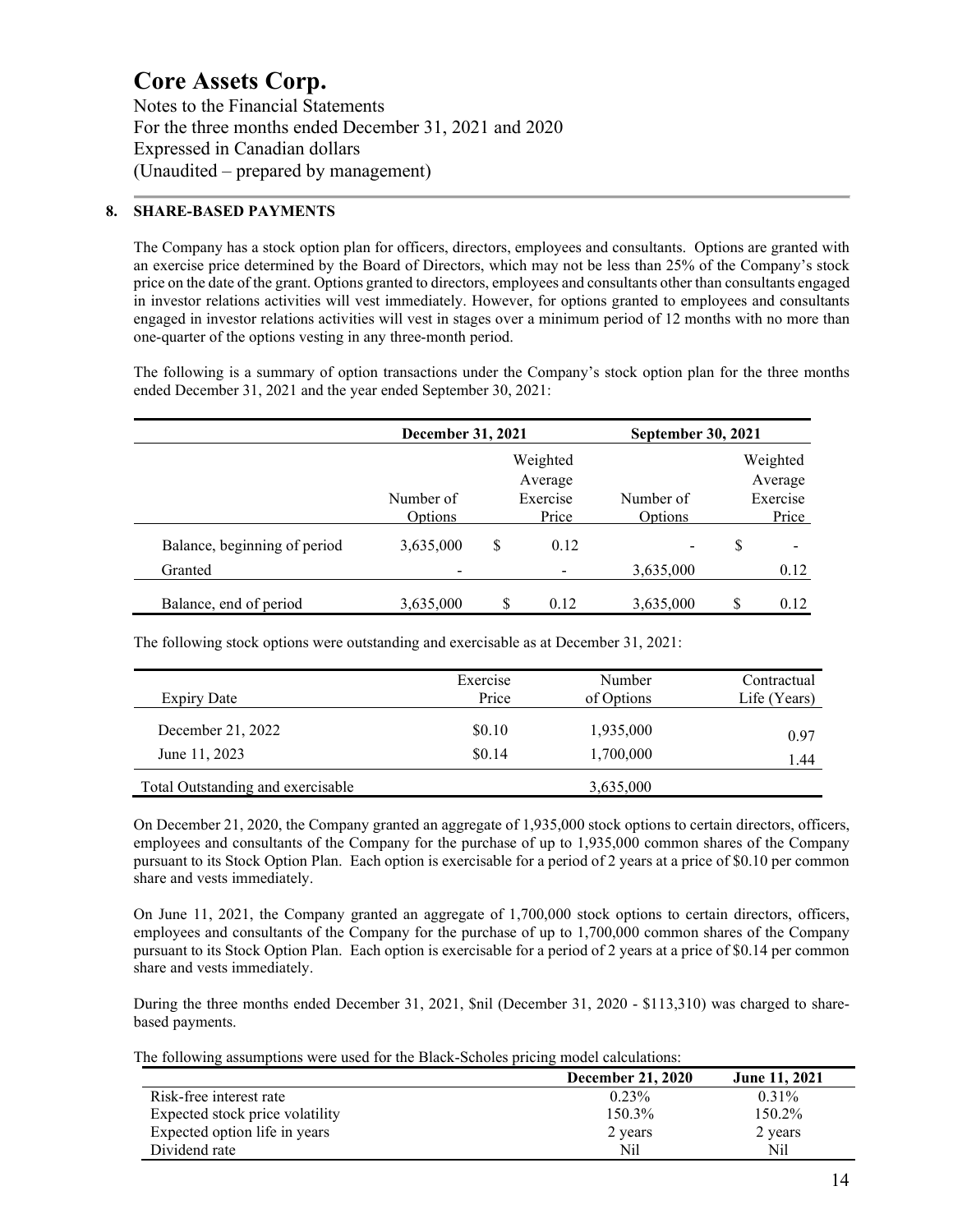# Core Assets Corp.

Notes to the Financial Statements
For the three months ended December 31, 2021 and 2020
Expressed in Canadian dollars
(Unaudited – prepared by management)

## 8. SHARE-BASED PAYMENTS

The Company has a stock option plan for officers, directors, employees and consultants. Options are granted with an exercise price determined by the Board of Directors, which may not be less than 25% of the Company's stock price on the date of the grant. Options granted to directors, employees and consultants other than consultants engaged in investor relations activities will vest immediately. However, for options granted to employees and consultants engaged in investor relations activities will vest in stages over a minimum period of 12 months with no more than one-quarter of the options vesting in any three-month period.

The following is a summary of option transactions under the Company's stock option plan for the three months ended December 31, 2021 and the year ended September 30, 2021:

| | December 31, 2021 | | September 30, 2021 | |
|---|---|---|---|---|
| | Number of Options | Weighted Average Exercise Price | Number of Options | Weighted Average Exercise Price |
| Balance, beginning of period | 3,635,000 | $ 0.12 | - | $ - |
| Granted | - | - | 3,635,000 | 0.12 |
| Balance, end of period | 3,635,000 | $ 0.12 | 3,635,000 | $ 0.12 |

The following stock options were outstanding and exercisable as at December 31, 2021:

| Expiry Date | Exercise Price | Number of Options | Contractual Life (Years) |
|---|---|---|---|
| December 21, 2022 | $0.10 | 1,935,000 | 0.97 |
| June 11, 2023 | $0.14 | 1,700,000 | 1.44 |
| Total Outstanding and exercisable | | 3,635,000 | |

On December 21, 2020, the Company granted an aggregate of 1,935,000 stock options to certain directors, officers, employees and consultants of the Company for the purchase of up to 1,935,000 common shares of the Company pursuant to its Stock Option Plan. Each option is exercisable for a period of 2 years at a price of $0.10 per common share and vests immediately.

On June 11, 2021, the Company granted an aggregate of 1,700,000 stock options to certain directors, officers, employees and consultants of the Company for the purchase of up to 1,700,000 common shares of the Company pursuant to its Stock Option Plan. Each option is exercisable for a period of 2 years at a price of $0.14 per common share and vests immediately.

During the three months ended December 31, 2021, $nil (December 31, 2020 - $113,310) was charged to share-based payments.

The following assumptions were used for the Black-Scholes pricing model calculations:

| | December 21, 2020 | June 11, 2021 |
|---|---|---|
| Risk-free interest rate | 0.23% | 0.31% |
| Expected stock price volatility | 150.3% | 150.2% |
| Expected option life in years | 2 years | 2 years |
| Dividend rate | Nil | Nil |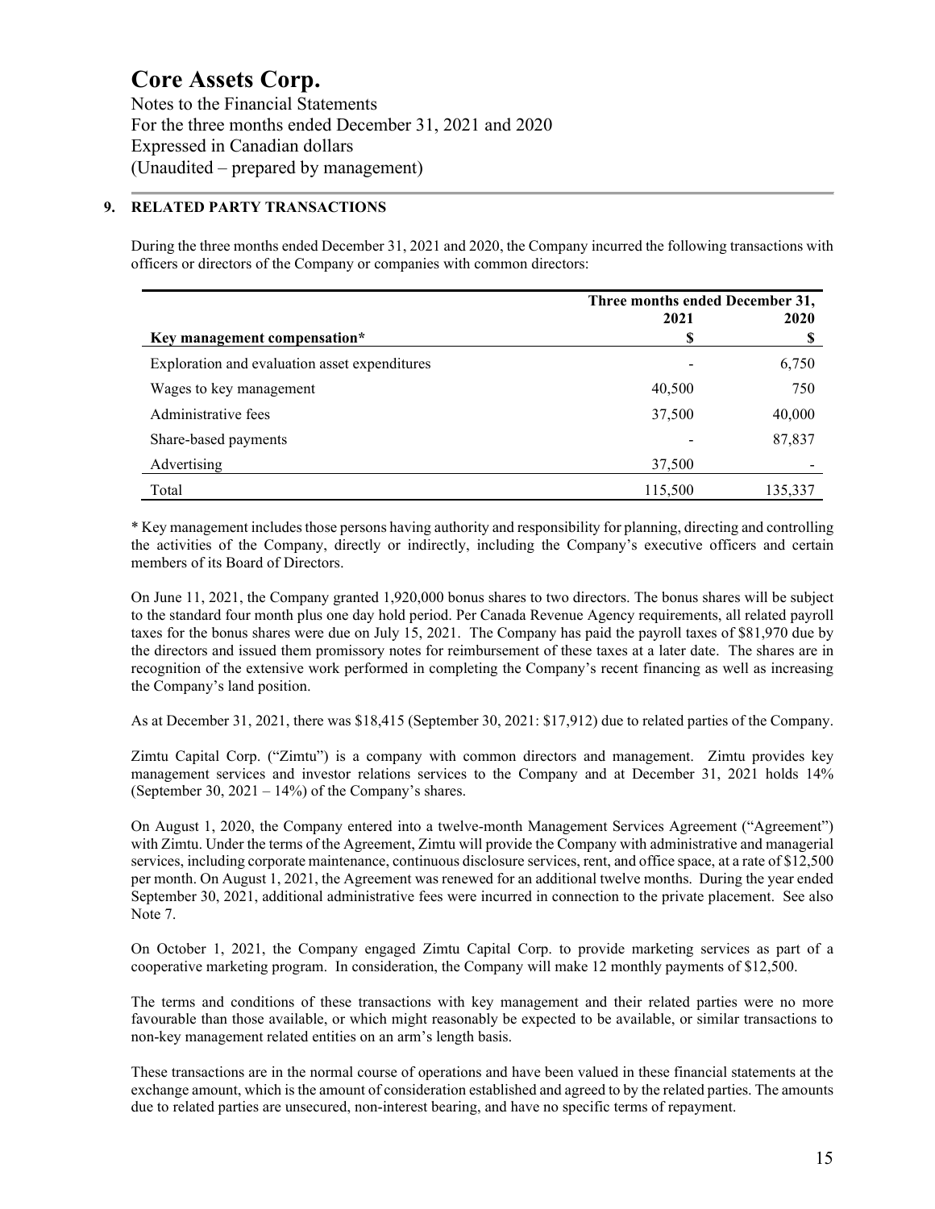# Core Assets Corp.

Notes to the Financial Statements
For the three months ended December 31, 2021 and 2020
Expressed in Canadian dollars
(Unaudited – prepared by management)

## 9. RELATED PARTY TRANSACTIONS

During the three months ended December 31, 2021 and 2020, the Company incurred the following transactions with officers or directors of the Company or companies with common directors:

| | Three months ended December 31, | |
|---|---|---|
| | 2021 | 2020 |
| **Key management compensation*** | **$** | **$** |
| Exploration and evaluation asset expenditures | - | 6,750 |
| Wages to key management | 40,500 | 750 |
| Administrative fees | 37,500 | 40,000 |
| Share-based payments | - | 87,837 |
| Advertising | 37,500 | - |
| Total | 115,500 | 135,337 |

* Key management includes those persons having authority and responsibility for planning, directing and controlling the activities of the Company, directly or indirectly, including the Company's executive officers and certain members of its Board of Directors.

On June 11, 2021, the Company granted 1,920,000 bonus shares to two directors. The bonus shares will be subject to the standard four month plus one day hold period. Per Canada Revenue Agency requirements, all related payroll taxes for the bonus shares were due on July 15, 2021. The Company has paid the payroll taxes of $81,970 due by the directors and issued them promissory notes for reimbursement of these taxes at a later date. The shares are in recognition of the extensive work performed in completing the Company's recent financing as well as increasing the Company's land position.

As at December 31, 2021, there was $18,415 (September 30, 2021: $17,912) due to related parties of the Company.

Zimtu Capital Corp. ("Zimtu") is a company with common directors and management. Zimtu provides key management services and investor relations services to the Company and at December 31, 2021 holds 14% (September 30, 2021 – 14%) of the Company's shares.

On August 1, 2020, the Company entered into a twelve-month Management Services Agreement ("Agreement") with Zimtu. Under the terms of the Agreement, Zimtu will provide the Company with administrative and managerial services, including corporate maintenance, continuous disclosure services, rent, and office space, at a rate of $12,500 per month. On August 1, 2021, the Agreement was renewed for an additional twelve months. During the year ended September 30, 2021, additional administrative fees were incurred in connection to the private placement. See also Note 7.

On October 1, 2021, the Company engaged Zimtu Capital Corp. to provide marketing services as part of a cooperative marketing program. In consideration, the Company will make 12 monthly payments of $12,500.

The terms and conditions of these transactions with key management and their related parties were no more favourable than those available, or which might reasonably be expected to be available, or similar transactions to non-key management related entities on an arm's length basis.

These transactions are in the normal course of operations and have been valued in these financial statements at the exchange amount, which is the amount of consideration established and agreed to by the related parties. The amounts due to related parties are unsecured, non-interest bearing, and have no specific terms of repayment.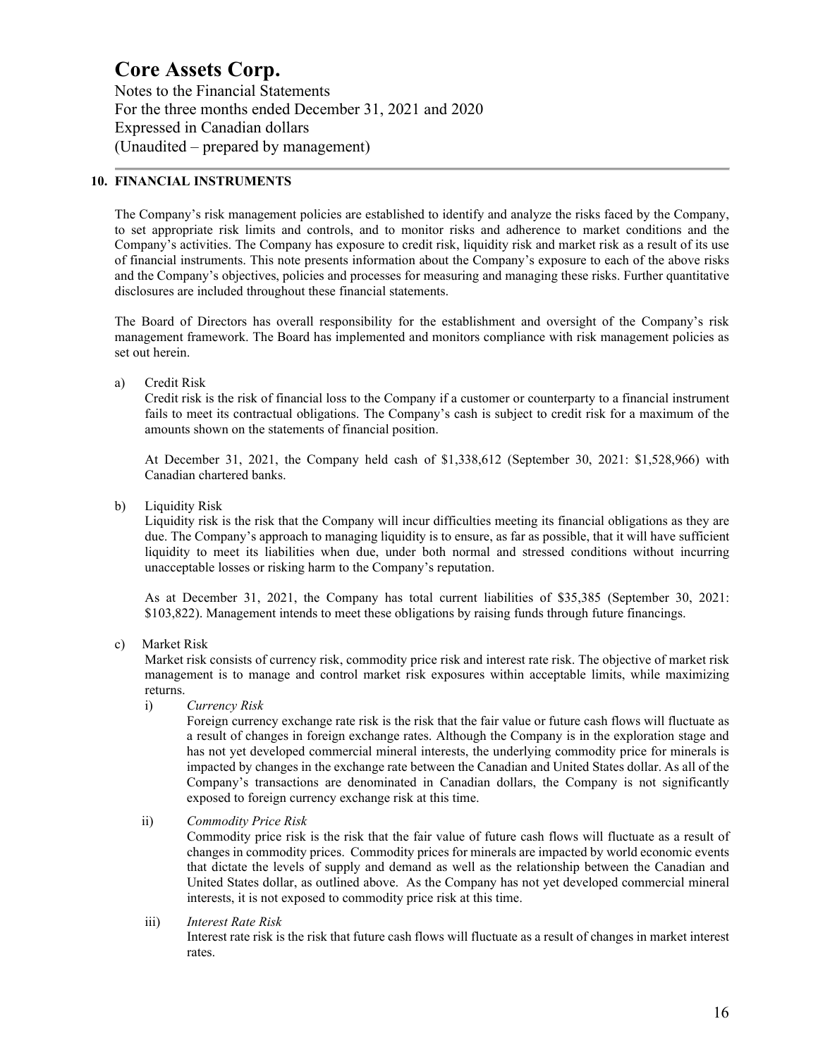# Core Assets Corp.

Notes to the Financial Statements
For the three months ended December 31, 2021 and 2020
Expressed in Canadian dollars
(Unaudited – prepared by management)

## 10. FINANCIAL INSTRUMENTS

The Company's risk management policies are established to identify and analyze the risks faced by the Company, to set appropriate risk limits and controls, and to monitor risks and adherence to market conditions and the Company's activities. The Company has exposure to credit risk, liquidity risk and market risk as a result of its use of financial instruments. This note presents information about the Company's exposure to each of the above risks and the Company's objectives, policies and processes for measuring and managing these risks. Further quantitative disclosures are included throughout these financial statements.

The Board of Directors has overall responsibility for the establishment and oversight of the Company's risk management framework. The Board has implemented and monitors compliance with risk management policies as set out herein.

a) Credit Risk

Credit risk is the risk of financial loss to the Company if a customer or counterparty to a financial instrument fails to meet its contractual obligations. The Company's cash is subject to credit risk for a maximum of the amounts shown on the statements of financial position.

At December 31, 2021, the Company held cash of $1,338,612 (September 30, 2021: $1,528,966) with Canadian chartered banks.

b) Liquidity Risk

Liquidity risk is the risk that the Company will incur difficulties meeting its financial obligations as they are due. The Company's approach to managing liquidity is to ensure, as far as possible, that it will have sufficient liquidity to meet its liabilities when due, under both normal and stressed conditions without incurring unacceptable losses or risking harm to the Company's reputation.

As at December 31, 2021, the Company has total current liabilities of $35,385 (September 30, 2021: $103,822). Management intends to meet these obligations by raising funds through future financings.

c) Market Risk

Market risk consists of currency risk, commodity price risk and interest rate risk. The objective of market risk management is to manage and control market risk exposures within acceptable limits, while maximizing returns.

i) *Currency Risk*

Foreign currency exchange rate risk is the risk that the fair value or future cash flows will fluctuate as a result of changes in foreign exchange rates. Although the Company is in the exploration stage and has not yet developed commercial mineral interests, the underlying commodity price for minerals is impacted by changes in the exchange rate between the Canadian and United States dollar. As all of the Company's transactions are denominated in Canadian dollars, the Company is not significantly exposed to foreign currency exchange risk at this time.

ii) *Commodity Price Risk*

Commodity price risk is the risk that the fair value of future cash flows will fluctuate as a result of changes in commodity prices. Commodity prices for minerals are impacted by world economic events that dictate the levels of supply and demand as well as the relationship between the Canadian and United States dollar, as outlined above. As the Company has not yet developed commercial mineral interests, it is not exposed to commodity price risk at this time.

iii) *Interest Rate Risk*

Interest rate risk is the risk that future cash flows will fluctuate as a result of changes in market interest rates.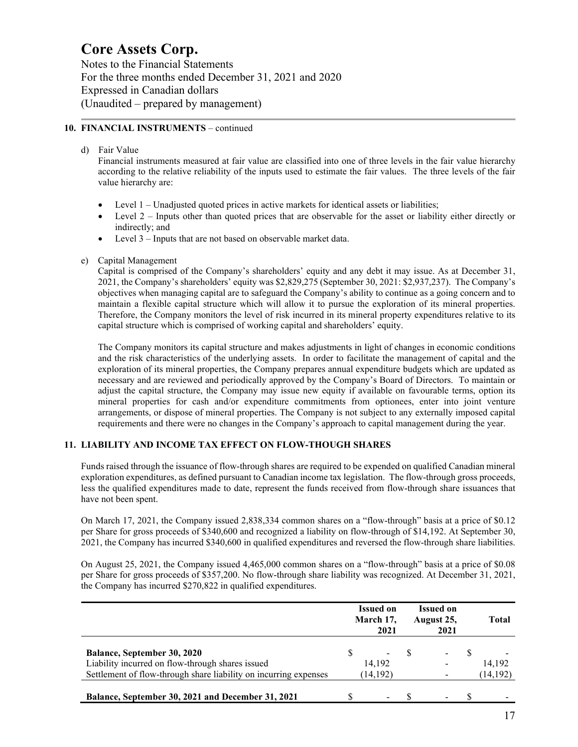## 10. FINANCIAL INSTRUMENTS – continued

d) Fair Value

Financial instruments measured at fair value are classified into one of three levels in the fair value hierarchy according to the relative reliability of the inputs used to estimate the fair values. The three levels of the fair value hierarchy are:

- Level 1 – Unadjusted quoted prices in active markets for identical assets or liabilities;
- Level 2 – Inputs other than quoted prices that are observable for the asset or liability either directly or indirectly; and
- Level 3 – Inputs that are not based on observable market data.

e) Capital Management

Capital is comprised of the Company's shareholders' equity and any debt it may issue. As at December 31, 2021, the Company's shareholders' equity was $2,829,275 (September 30, 2021: $2,937,237). The Company's objectives when managing capital are to safeguard the Company's ability to continue as a going concern and to maintain a flexible capital structure which will allow it to pursue the exploration of its mineral properties. Therefore, the Company monitors the level of risk incurred in its mineral property expenditures relative to its capital structure which is comprised of working capital and shareholders' equity.

The Company monitors its capital structure and makes adjustments in light of changes in economic conditions and the risk characteristics of the underlying assets. In order to facilitate the management of capital and the exploration of its mineral properties, the Company prepares annual expenditure budgets which are updated as necessary and are reviewed and periodically approved by the Company's Board of Directors. To maintain or adjust the capital structure, the Company may issue new equity if available on favourable terms, option its mineral properties for cash and/or expenditure commitments from optionees, enter into joint venture arrangements, or dispose of mineral properties. The Company is not subject to any externally imposed capital requirements and there were no changes in the Company's approach to capital management during the year.

## 11. LIABILITY AND INCOME TAX EFFECT ON FLOW-THOUGH SHARES

Funds raised through the issuance of flow-through shares are required to be expended on qualified Canadian mineral exploration expenditures, as defined pursuant to Canadian income tax legislation. The flow-through gross proceeds, less the qualified expenditures made to date, represent the funds received from flow-through share issuances that have not been spent.

On March 17, 2021, the Company issued 2,838,334 common shares on a "flow-through" basis at a price of $0.12 per Share for gross proceeds of $340,600 and recognized a liability on flow-through of $14,192. At September 30, 2021, the Company has incurred $340,600 in qualified expenditures and reversed the flow-through share liabilities.

On August 25, 2021, the Company issued 4,465,000 common shares on a "flow-through" basis at a price of $0.08 per Share for gross proceeds of $357,200. No flow-through share liability was recognized. At December 31, 2021, the Company has incurred $270,822 in qualified expenditures.

| | Issued on March 17, 2021 | Issued on August 25, 2021 | Total |
|---|---|---|---|
| **Balance, September 30, 2020** | $ - | $ - | $ - |
| Liability incurred on flow-through shares issued | 14,192 | - | 14,192 |
| Settlement of flow-through share liability on incurring expenses | (14,192) | - | (14,192) |
| **Balance, September 30, 2021 and December 31, 2021** | $ - | $ - | $ - |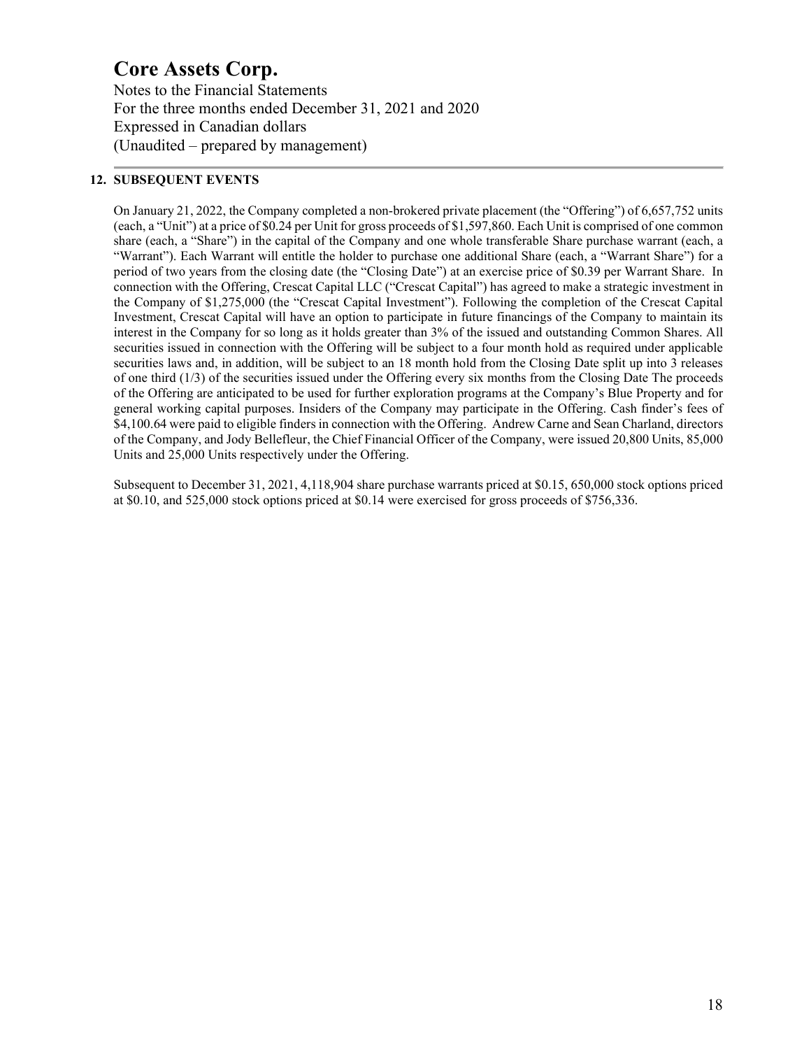## 12. SUBSEQUENT EVENTS

On January 21, 2022, the Company completed a non-brokered private placement (the "Offering") of 6,657,752 units (each, a "Unit") at a price of $0.24 per Unit for gross proceeds of $1,597,860. Each Unit is comprised of one common share (each, a "Share") in the capital of the Company and one whole transferable Share purchase warrant (each, a "Warrant"). Each Warrant will entitle the holder to purchase one additional Share (each, a "Warrant Share") for a period of two years from the closing date (the "Closing Date") at an exercise price of $0.39 per Warrant Share. In connection with the Offering, Crescat Capital LLC ("Crescat Capital") has agreed to make a strategic investment in the Company of $1,275,000 (the "Crescat Capital Investment"). Following the completion of the Crescat Capital Investment, Crescat Capital will have an option to participate in future financings of the Company to maintain its interest in the Company for so long as it holds greater than 3% of the issued and outstanding Common Shares. All securities issued in connection with the Offering will be subject to a four month hold as required under applicable securities laws and, in addition, will be subject to an 18 month hold from the Closing Date split up into 3 releases of one third (1/3) of the securities issued under the Offering every six months from the Closing Date The proceeds of the Offering are anticipated to be used for further exploration programs at the Company's Blue Property and for general working capital purposes. Insiders of the Company may participate in the Offering. Cash finder's fees of $4,100.64 were paid to eligible finders in connection with the Offering. Andrew Carne and Sean Charland, directors of the Company, and Jody Bellefleur, the Chief Financial Officer of the Company, were issued 20,800 Units, 85,000 Units and 25,000 Units respectively under the Offering.

Subsequent to December 31, 2021, 4,118,904 share purchase warrants priced at $0.15, 650,000 stock options priced at $0.10, and 525,000 stock options priced at $0.14 were exercised for gross proceeds of $756,336.